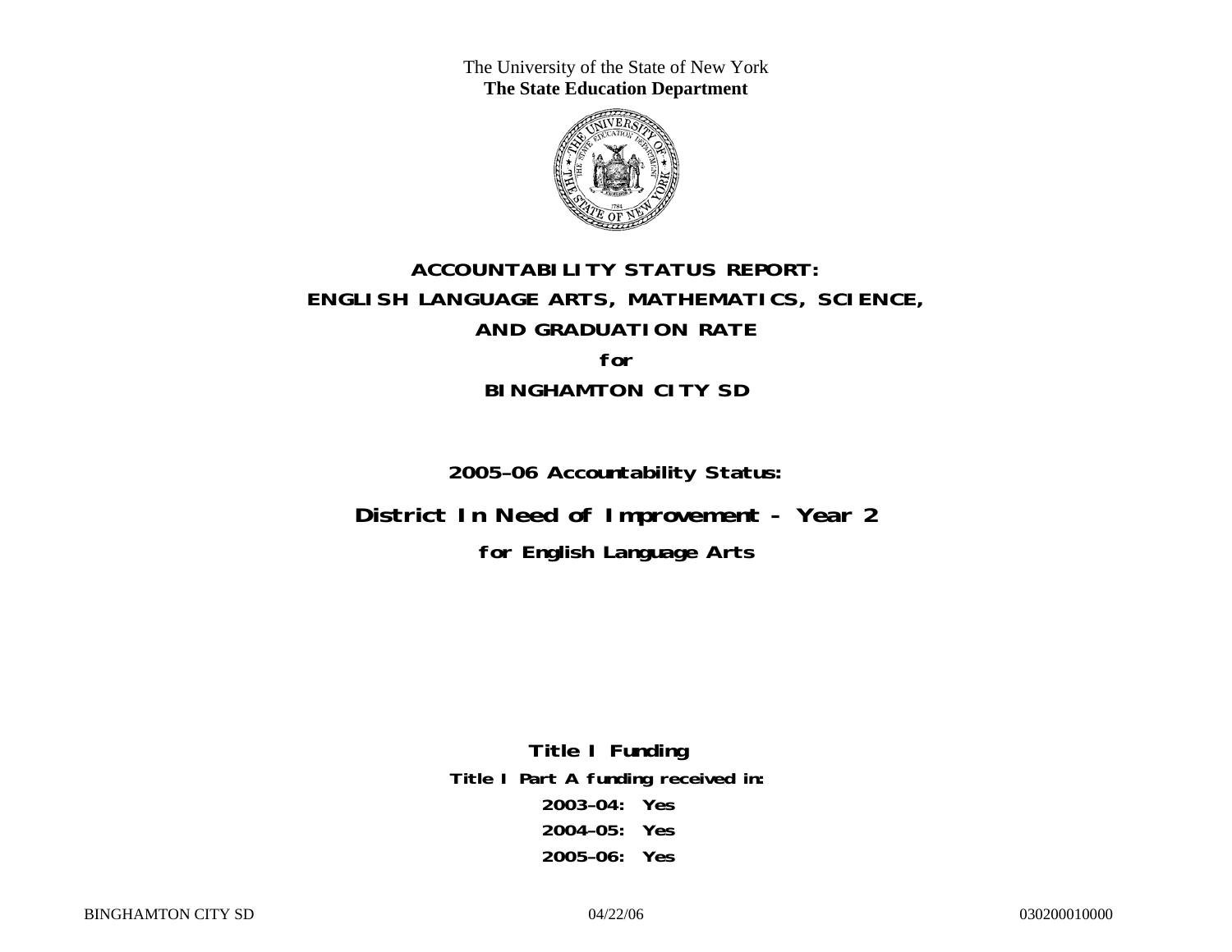The University of the State of New York
**The State Education Department**

# ACCOUNTABILITY STATUS REPORT:
# ENGLISH LANGUAGE ARTS, MATHEMATICS, SCIENCE, AND GRADUATION RATE
## for
## BINGHAMTON CITY SD

**2005–06 Accountability Status:**

## District In Need of Improvement - Year 2

**for English Language Arts**

**Title I Funding**

**Title I Part A funding received in:**

**2003–04: Yes**

**2004–05: Yes**

**2005–06: Yes**

BINGHAMTON CITY SD    04/22/06    030200010000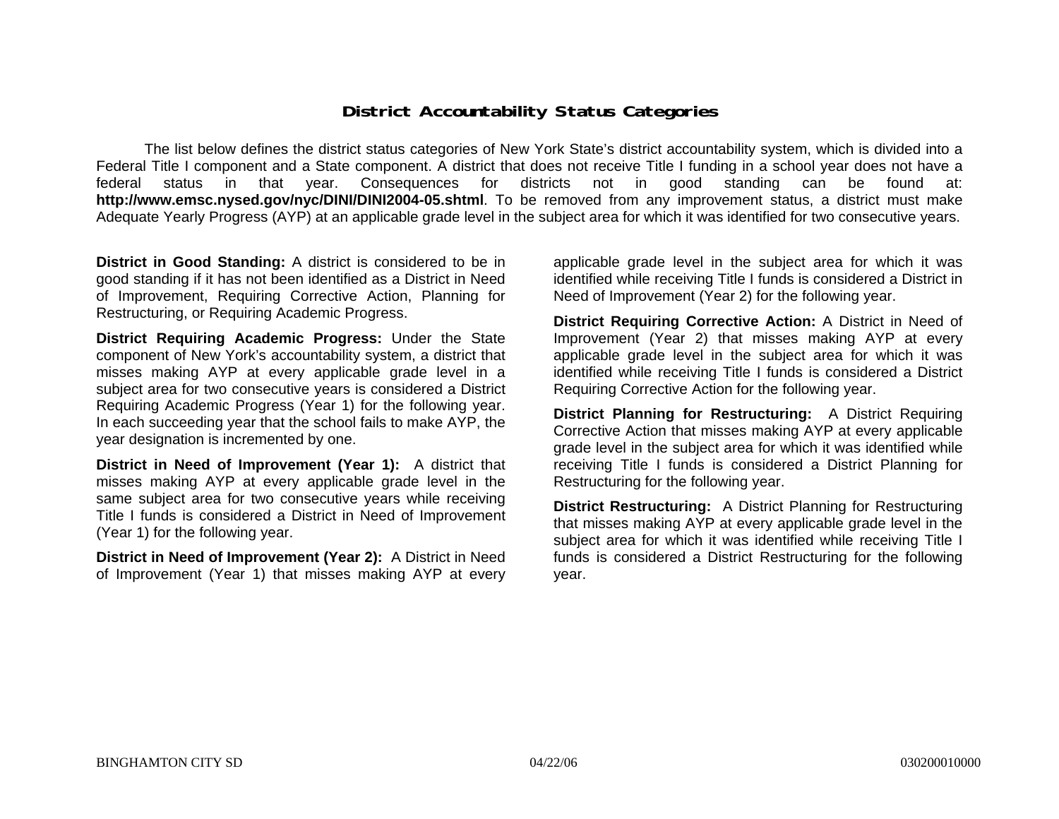## District Accountability Status Categories

The list below defines the district status categories of New York State's district accountability system, which is divided into a Federal Title I component and a State component. A district that does not receive Title I funding in a school year does not have a federal status in that year. Consequences for districts not in good standing can be found at: **http://www.emsc.nysed.gov/nyc/DINI/DINI2004-05.shtml**. To be removed from any improvement status, a district must make Adequate Yearly Progress (AYP) at an applicable grade level in the subject area for which it was identified for two consecutive years.

**District in Good Standing:** A district is considered to be in good standing if it has not been identified as a District in Need of Improvement, Requiring Corrective Action, Planning for Restructuring, or Requiring Academic Progress.

**District Requiring Academic Progress:** Under the State component of New York's accountability system, a district that misses making AYP at every applicable grade level in a subject area for two consecutive years is considered a District Requiring Academic Progress (Year 1) for the following year. In each succeeding year that the school fails to make AYP, the year designation is incremented by one.

**District in Need of Improvement (Year 1):** A district that misses making AYP at every applicable grade level in the same subject area for two consecutive years while receiving Title I funds is considered a District in Need of Improvement (Year 1) for the following year.

**District in Need of Improvement (Year 2):** A District in Need of Improvement (Year 1) that misses making AYP at every applicable grade level in the subject area for which it was identified while receiving Title I funds is considered a District in Need of Improvement (Year 2) for the following year.

**District Requiring Corrective Action:** A District in Need of Improvement (Year 2) that misses making AYP at every applicable grade level in the subject area for which it was identified while receiving Title I funds is considered a District Requiring Corrective Action for the following year.

**District Planning for Restructuring:** A District Requiring Corrective Action that misses making AYP at every applicable grade level in the subject area for which it was identified while receiving Title I funds is considered a District Planning for Restructuring for the following year.

**District Restructuring:** A District Planning for Restructuring that misses making AYP at every applicable grade level in the subject area for which it was identified while receiving Title I funds is considered a District Restructuring for the following year.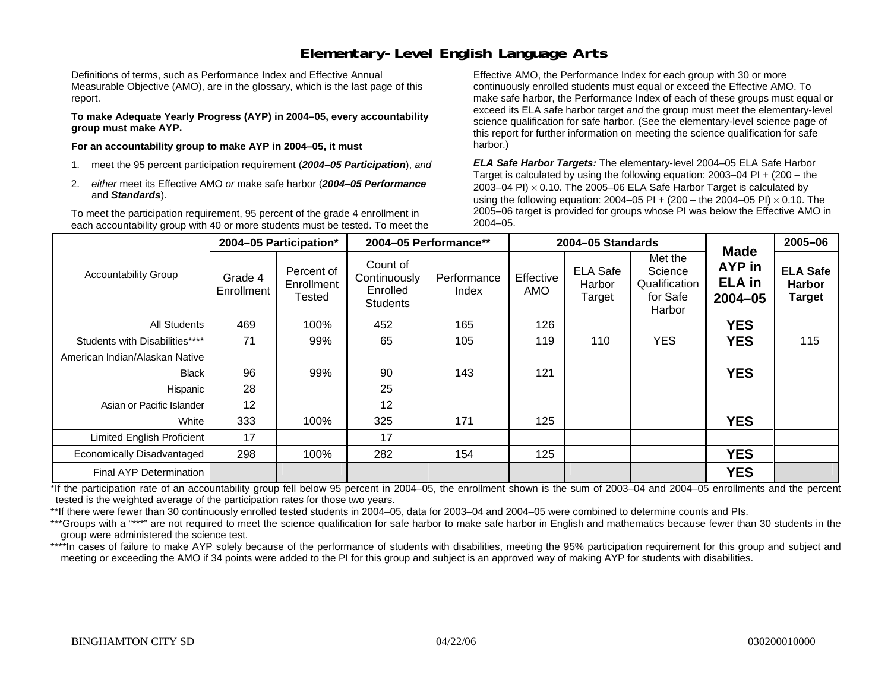# Elementary-Level English Language Arts

Definitions of terms, such as Performance Index and Effective Annual Measurable Objective (AMO), are in the glossary, which is the last page of this report.

**To make Adequate Yearly Progress (AYP) in 2004–05, every accountability group must make AYP.**

**For an accountability group to make AYP in 2004–05, it must**

1. meet the 95 percent participation requirement (***2004–05 Participation***), *and*
2. *either* meet its Effective AMO *or* make safe harbor (***2004–05 Performance*** and ***Standards***).

To meet the participation requirement, 95 percent of the grade 4 enrollment in each accountability group with 40 or more students must be tested. To meet the Effective AMO, the Performance Index for each group with 30 or more continuously enrolled students must equal or exceed the Effective AMO. To make safe harbor, the Performance Index of each of these groups must equal or exceed its ELA safe harbor target *and* the group must meet the elementary-level science qualification for safe harbor. (See the elementary-level science page of this report for further information on meeting the science qualification for safe harbor.)

***ELA Safe Harbor Targets:*** The elementary-level 2004–05 ELA Safe Harbor Target is calculated by using the following equation: 2003–04 PI + (200 – the 2003–04 PI) $\times$ 0.10. The 2005–06 ELA Safe Harbor Target is calculated by using the following equation: 2004–05 PI + (200 – the 2004–05 PI) $\times$ 0.10. The 2005–06 target is provided for groups whose PI was below the Effective AMO in 2004–05.

| Accountability Group | 2004–05 Participation* | | 2004–05 Performance** | | 2004–05 Standards | | | Made AYP in ELA in 2004–05 | 2005–06 |
|---|---|---|---|---|---|---|---|---|---|
| | Grade 4 Enrollment | Percent of Enrollment Tested | Count of Continuously Enrolled Students | Performance Index | Effective AMO | ELA Safe Harbor Target | Met the Science Qualification for Safe Harbor | | ELA Safe Harbor Target |
| All Students | 469 | 100% | 452 | 165 | 126 | | | **YES** | |
| Students with Disabilities**** | 71 | 99% | 65 | 105 | 119 | 110 | YES | **YES** | 115 |
| American Indian/Alaskan Native | | | | | | | | | |
| Black | 96 | 99% | 90 | 143 | 121 | | | **YES** | |
| Hispanic | 28 | | 25 | | | | | | |
| Asian or Pacific Islander | 12 | | 12 | | | | | | |
| White | 333 | 100% | 325 | 171 | 125 | | | **YES** | |
| Limited English Proficient | 17 | | 17 | | | | | | |
| Economically Disadvantaged | 298 | 100% | 282 | 154 | 125 | | | **YES** | |
| Final AYP Determination | | | | | | | | **YES** | |

*If the participation rate of an accountability group fell below 95 percent in 2004–05, the enrollment shown is the sum of 2003–04 and 2004–05 enrollments and the percent tested is the weighted average of the participation rates for those two years.

**If there were fewer than 30 continuously enrolled tested students in 2004–05, data for 2003–04 and 2004–05 were combined to determine counts and PIs.

***Groups with a "***" are not required to meet the science qualification for safe harbor to make safe harbor in English and mathematics because fewer than 30 students in the group were administered the science test.

****In cases of failure to make AYP solely because of the performance of students with disabilities, meeting the 95% participation requirement for this group and subject and meeting or exceeding the AMO if 34 points were added to the PI for this group and subject is an approved way of making AYP for students with disabilities.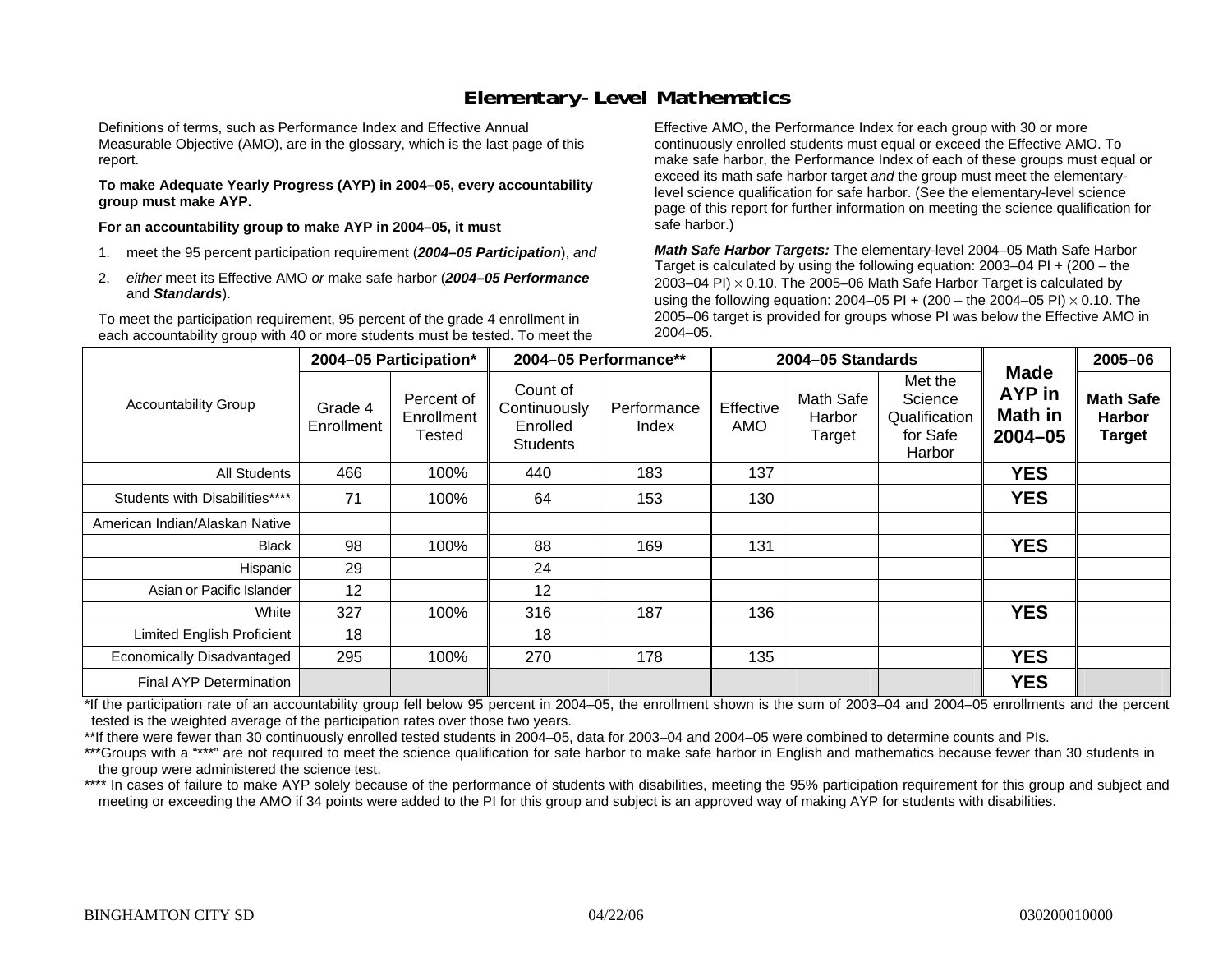# Elementary-Level Mathematics

Definitions of terms, such as Performance Index and Effective Annual Measurable Objective (AMO), are in the glossary, which is the last page of this report.

**To make Adequate Yearly Progress (AYP) in 2004–05, every accountability group must make AYP.**

**For an accountability group to make AYP in 2004–05, it must**

1. meet the 95 percent participation requirement (***2004–05 Participation***), *and*
2. *either* meet its Effective AMO *or* make safe harbor (***2004–05 Performance*** and ***Standards***).

To meet the participation requirement, 95 percent of the grade 4 enrollment in each accountability group with 40 or more students must be tested. To meet the Effective AMO, the Performance Index for each group with 30 or more continuously enrolled students must equal or exceed the Effective AMO. To make safe harbor, the Performance Index of each of these groups must equal or exceed its math safe harbor target *and* the group must meet the elementary-level science qualification for safe harbor. (See the elementary-level science page of this report for further information on meeting the science qualification for safe harbor.)

***Math Safe Harbor Targets:*** The elementary-level 2004–05 Math Safe Harbor Target is calculated by using the following equation: 2003–04 PI + (200 – the 2003–04 PI) $\times$ 0.10. The 2005–06 Math Safe Harbor Target is calculated by using the following equation: 2004–05 PI + (200 – the 2004–05 PI) $\times$ 0.10. The 2005–06 target is provided for groups whose PI was below the Effective AMO in 2004–05.

| Accountability Group | 2004–05 Participation* | | 2004–05 Performance** | | 2004–05 Standards | | | Made AYP in Math in 2004–05 | 2005–06 |
|---|---|---|---|---|---|---|---|---|---|
| | Grade 4 Enrollment | Percent of Enrollment Tested | Count of Continuously Enrolled Students | Performance Index | Effective AMO | Math Safe Harbor Target | Met the Science Qualification for Safe Harbor | | Math Safe Harbor Target |
| All Students | 466 | 100% | 440 | 183 | 137 | | | **YES** | |
| Students with Disabilities**** | 71 | 100% | 64 | 153 | 130 | | | **YES** | |
| American Indian/Alaskan Native | | | | | | | | | |
| Black | 98 | 100% | 88 | 169 | 131 | | | **YES** | |
| Hispanic | 29 | | 24 | | | | | | |
| Asian or Pacific Islander | 12 | | 12 | | | | | | |
| White | 327 | 100% | 316 | 187 | 136 | | | **YES** | |
| Limited English Proficient | 18 | | 18 | | | | | | |
| Economically Disadvantaged | 295 | 100% | 270 | 178 | 135 | | | **YES** | |
| Final AYP Determination | | | | | | | | **YES** | |

*If the participation rate of an accountability group fell below 95 percent in 2004–05, the enrollment shown is the sum of 2003–04 and 2004–05 enrollments and the percent tested is the weighted average of the participation rates over those two years.

**If there were fewer than 30 continuously enrolled tested students in 2004–05, data for 2003–04 and 2004–05 were combined to determine counts and PIs.

***Groups with a "***" are not required to meet the science qualification for safe harbor to make safe harbor in English and mathematics because fewer than 30 students in the group were administered the science test.

**** In cases of failure to make AYP solely because of the performance of students with disabilities, meeting the 95% participation requirement for this group and subject and meeting or exceeding the AMO if 34 points were added to the PI for this group and subject is an approved way of making AYP for students with disabilities.

BINGHAMTON CITY SD 04/22/06 030200010000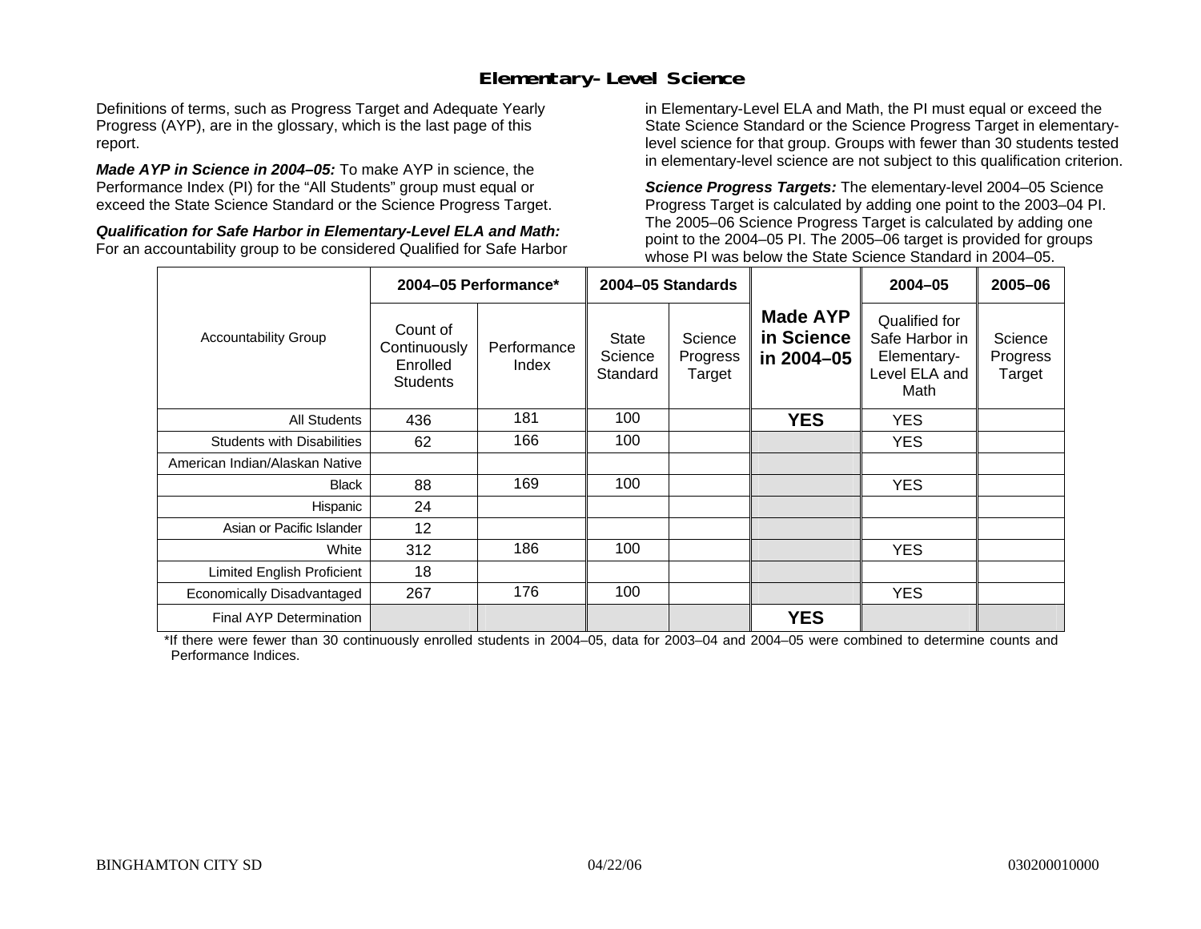# Elementary-Level Science

Definitions of terms, such as Progress Target and Adequate Yearly Progress (AYP), are in the glossary, which is the last page of this report.

***Made AYP in Science in 2004–05:*** To make AYP in science, the Performance Index (PI) for the "All Students" group must equal or exceed the State Science Standard or the Science Progress Target.

***Qualification for Safe Harbor in Elementary-Level ELA and Math:*** For an accountability group to be considered Qualified for Safe Harbor in Elementary-Level ELA and Math, the PI must equal or exceed the State Science Standard or the Science Progress Target in elementary-level science for that group. Groups with fewer than 30 students tested in elementary-level science are not subject to this qualification criterion.

***Science Progress Targets:*** The elementary-level 2004–05 Science Progress Target is calculated by adding one point to the 2003–04 PI. The 2005–06 Science Progress Target is calculated by adding one point to the 2004–05 PI. The 2005–06 target is provided for groups whose PI was below the State Science Standard in 2004–05.

| Accountability Group | 2004–05 Performance* | | 2004–05 Standards | | Made AYP in Science in 2004–05 | 2004–05 | 2005–06 |
|---|---|---|---|---|---|---|---|
| | Count of Continuously Enrolled Students | Performance Index | State Science Standard | Science Progress Target | | Qualified for Safe Harbor in Elementary-Level ELA and Math | Science Progress Target |
| All Students | 436 | 181 | 100 | | **YES** | YES | |
| Students with Disabilities | 62 | 166 | 100 | | | YES | |
| American Indian/Alaskan Native | | | | | | | |
| Black | 88 | 169 | 100 | | | YES | |
| Hispanic | 24 | | | | | | |
| Asian or Pacific Islander | 12 | | | | | | |
| White | 312 | 186 | 100 | | | YES | |
| Limited English Proficient | 18 | | | | | | |
| Economically Disadvantaged | 267 | 176 | 100 | | | YES | |
| Final AYP Determination | | | | | **YES** | | |

*If there were fewer than 30 continuously enrolled students in 2004–05, data for 2003–04 and 2004–05 were combined to determine counts and Performance Indices.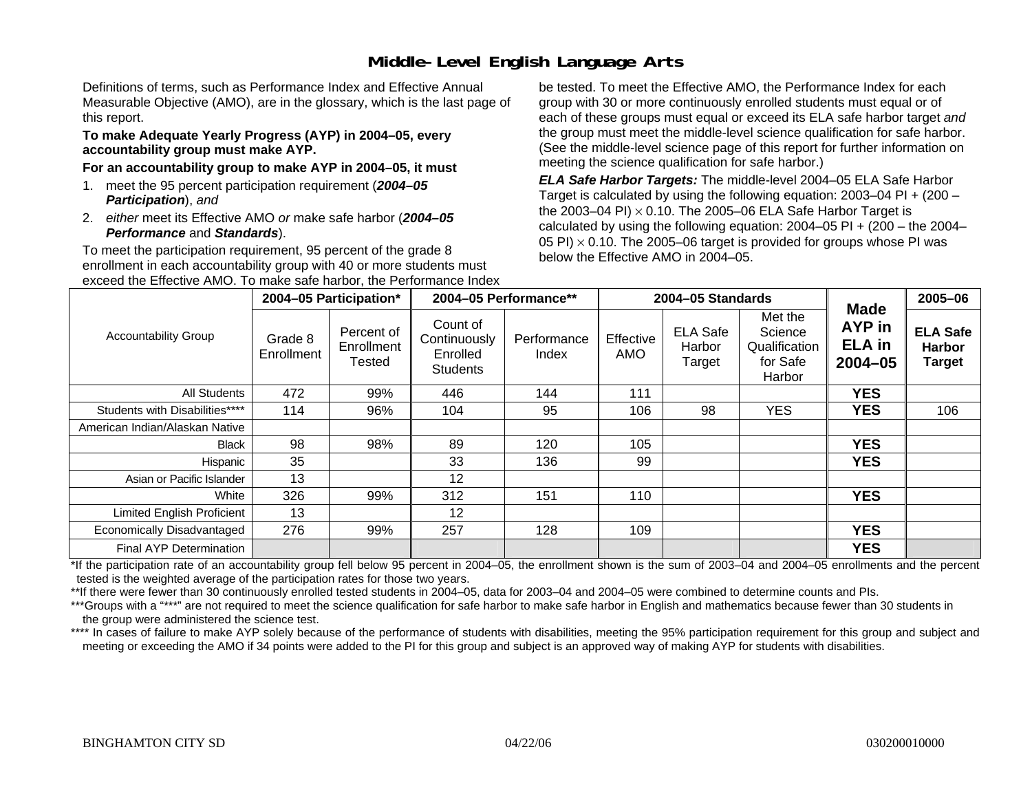# Middle-Level English Language Arts

Definitions of terms, such as Performance Index and Effective Annual Measurable Objective (AMO), are in the glossary, which is the last page of this report.

**To make Adequate Yearly Progress (AYP) in 2004–05, every accountability group must make AYP.**

**For an accountability group to make AYP in 2004–05, it must**

1. meet the 95 percent participation requirement (***2004–05 Participation***), *and*
2. *either* meet its Effective AMO *or* make safe harbor (***2004–05 Performance*** and ***Standards***).

To meet the participation requirement, 95 percent of the grade 8 enrollment in each accountability group with 40 or more students must be tested. To meet the Effective AMO, the Performance Index for each group with 30 or more continuously enrolled students must equal or exceed the Effective AMO. To make safe harbor, the Performance Index of each of these groups must equal or exceed its ELA safe harbor target *and* the group must meet the middle-level science qualification for safe harbor. (See the middle-level science page of this report for further information on meeting the science qualification for safe harbor.)

***ELA Safe Harbor Targets:*** The middle-level 2004–05 ELA Safe Harbor Target is calculated by using the following equation: 2003–04 PI + (200 – the 2003–04 PI) $\times$ 0.10. The 2005–06 ELA Safe Harbor Target is calculated by using the following equation: 2004–05 PI + (200 – the 2004–05 PI) $\times$ 0.10. The 2005–06 target is provided for groups whose PI was below the Effective AMO in 2004–05.

| Accountability Group | 2004–05 Participation* | | 2004–05 Performance** | | 2004–05 Standards | | | Made AYP in ELA in 2004–05 | 2005–06 |
|---|---|---|---|---|---|---|---|---|---|
| | Grade 8 Enrollment | Percent of Enrollment Tested | Count of Continuously Enrolled Students | Performance Index | Effective AMO | ELA Safe Harbor Target | Met the Science Qualification for Safe Harbor | | ELA Safe Harbor Target |
| All Students | 472 | 99% | 446 | 144 | 111 | | | **YES** | |
| Students with Disabilities**** | 114 | 96% | 104 | 95 | 106 | 98 | YES | **YES** | 106 |
| American Indian/Alaskan Native | | | | | | | | | |
| Black | 98 | 98% | 89 | 120 | 105 | | | **YES** | |
| Hispanic | 35 | | 33 | 136 | 99 | | | **YES** | |
| Asian or Pacific Islander | 13 | | 12 | | | | | | |
| White | 326 | 99% | 312 | 151 | 110 | | | **YES** | |
| Limited English Proficient | 13 | | 12 | | | | | | |
| Economically Disadvantaged | 276 | 99% | 257 | 128 | 109 | | | **YES** | |
| Final AYP Determination | | | | | | | | **YES** | |

*If the participation rate of an accountability group fell below 95 percent in 2004–05, the enrollment shown is the sum of 2003–04 and 2004–05 enrollments and the percent tested is the weighted average of the participation rates for those two years.

**If there were fewer than 30 continuously enrolled tested students in 2004–05, data for 2003–04 and 2004–05 were combined to determine counts and PIs.

***Groups with a "***" are not required to meet the science qualification for safe harbor to make safe harbor in English and mathematics because fewer than 30 students in the group were administered the science test.

**** In cases of failure to make AYP solely because of the performance of students with disabilities, meeting the 95% participation requirement for this group and subject and meeting or exceeding the AMO if 34 points were added to the PI for this group and subject is an approved way of making AYP for students with disabilities.

BINGHAMTON CITY SD 04/22/06 030200010000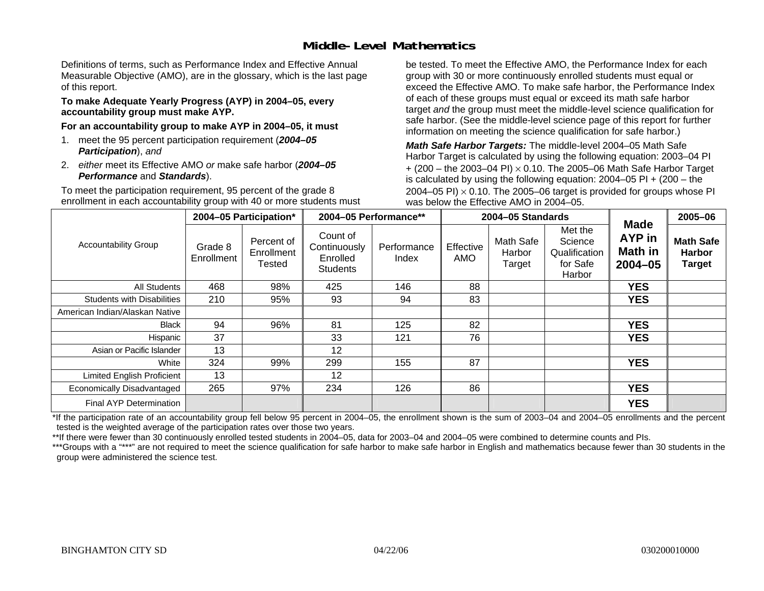## Middle-Level Mathematics

Definitions of terms, such as Performance Index and Effective Annual Measurable Objective (AMO), are in the glossary, which is the last page of this report.

**To make Adequate Yearly Progress (AYP) in 2004–05, every accountability group must make AYP.**

**For an accountability group to make AYP in 2004–05, it must**

1. meet the 95 percent participation requirement (***2004–05 Participation***), *and*
2. *either* meet its Effective AMO *or* make safe harbor (***2004–05 Performance*** and ***Standards***).

To meet the participation requirement, 95 percent of the grade 8 enrollment in each accountability group with 40 or more students must be tested. To meet the Effective AMO, the Performance Index for each group with 30 or more continuously enrolled students must equal or exceed the Effective AMO. To make safe harbor, the Performance Index of each of these groups must equal or exceed its math safe harbor target *and* the group must meet the middle-level science qualification for safe harbor. (See the middle-level science page of this report for further information on meeting the science qualification for safe harbor.)

***Math Safe Harbor Targets:*** The middle-level 2004–05 Math Safe Harbor Target is calculated by using the following equation: 2003–04 PI + (200 – the 2003–04 PI) $\times$ 0.10. The 2005–06 Math Safe Harbor Target is calculated by using the following equation: 2004–05 PI + (200 – the 2004–05 PI) $\times$ 0.10. The 2005–06 target is provided for groups whose PI was below the Effective AMO in 2004–05.

| Accountability Group | 2004–05 Participation* | | 2004–05 Performance** | | 2004–05 Standards | | | Made AYP in Math in 2004–05 | 2005–06 |
|---|---|---|---|---|---|---|---|---|---|
| | Grade 8 Enrollment | Percent of Enrollment Tested | Count of Continuously Enrolled Students | Performance Index | Effective AMO | Math Safe Harbor Target | Met the Science Qualification for Safe Harbor | | Math Safe Harbor Target |
| All Students | 468 | 98% | 425 | 146 | 88 | | | YES | |
| Students with Disabilities | 210 | 95% | 93 | 94 | 83 | | | YES | |
| American Indian/Alaskan Native | | | | | | | | | |
| Black | 94 | 96% | 81 | 125 | 82 | | | YES | |
| Hispanic | 37 | | 33 | 121 | 76 | | | YES | |
| Asian or Pacific Islander | 13 | | 12 | | | | | | |
| White | 324 | 99% | 299 | 155 | 87 | | | YES | |
| Limited English Proficient | 13 | | 12 | | | | | | |
| Economically Disadvantaged | 265 | 97% | 234 | 126 | 86 | | | YES | |
| Final AYP Determination | | | | | | | | YES | |

*If the participation rate of an accountability group fell below 95 percent in 2004–05, the enrollment shown is the sum of 2003–04 and 2004–05 enrollments and the percent tested is the weighted average of the participation rates over those two years.

**If there were fewer than 30 continuously enrolled tested students in 2004–05, data for 2003–04 and 2004–05 were combined to determine counts and PIs.

***Groups with a "***" are not required to meet the science qualification for safe harbor to make safe harbor in English and mathematics because fewer than 30 students in the group were administered the science test.

BINGHAMTON CITY SD 04/22/06 030200010000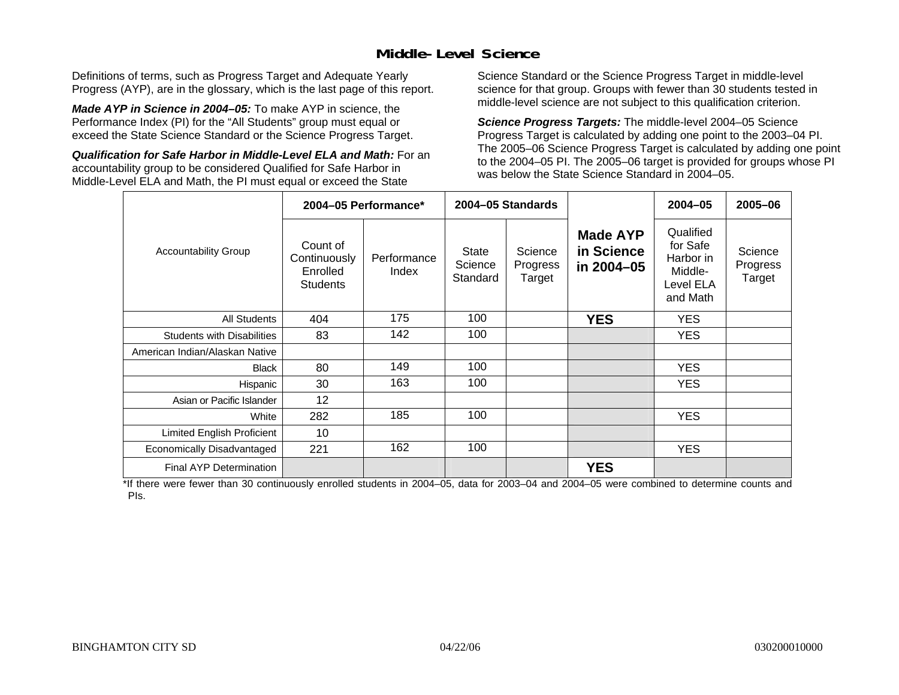## Middle-Level Science

Definitions of terms, such as Progress Target and Adequate Yearly Progress (AYP), are in the glossary, which is the last page of this report.

***Made AYP in Science in 2004–05:*** To make AYP in science, the Performance Index (PI) for the "All Students" group must equal or exceed the State Science Standard or the Science Progress Target.

***Qualification for Safe Harbor in Middle-Level ELA and Math:*** For an accountability group to be considered Qualified for Safe Harbor in Middle-Level ELA and Math, the PI must equal or exceed the State Science Standard or the Science Progress Target in middle-level science for that group. Groups with fewer than 30 students tested in middle-level science are not subject to this qualification criterion.

***Science Progress Targets:*** The middle-level 2004–05 Science Progress Target is calculated by adding one point to the 2003–04 PI. The 2005–06 Science Progress Target is calculated by adding one point to the 2004–05 PI. The 2005–06 target is provided for groups whose PI was below the State Science Standard in 2004–05.

| Accountability Group | 2004–05 Performance* | | 2004–05 Standards | | Made AYP in Science in 2004–05 | 2004–05 | 2005–06 |
|---|---|---|---|---|---|---|---|
| | Count of Continuously Enrolled Students | Performance Index | State Science Standard | Science Progress Target | | Qualified for Safe Harbor in Middle-Level ELA and Math | Science Progress Target |
| All Students | 404 | 175 | 100 | | **YES** | YES | |
| Students with Disabilities | 83 | 142 | 100 | | | YES | |
| American Indian/Alaskan Native | | | | | | | |
| Black | 80 | 149 | 100 | | | YES | |
| Hispanic | 30 | 163 | 100 | | | YES | |
| Asian or Pacific Islander | 12 | | | | | | |
| White | 282 | 185 | 100 | | | YES | |
| Limited English Proficient | 10 | | | | | | |
| Economically Disadvantaged | 221 | 162 | 100 | | | YES | |
| Final AYP Determination | | | | | **YES** | | |

*If there were fewer than 30 continuously enrolled students in 2004–05, data for 2003–04 and 2004–05 were combined to determine counts and PIs.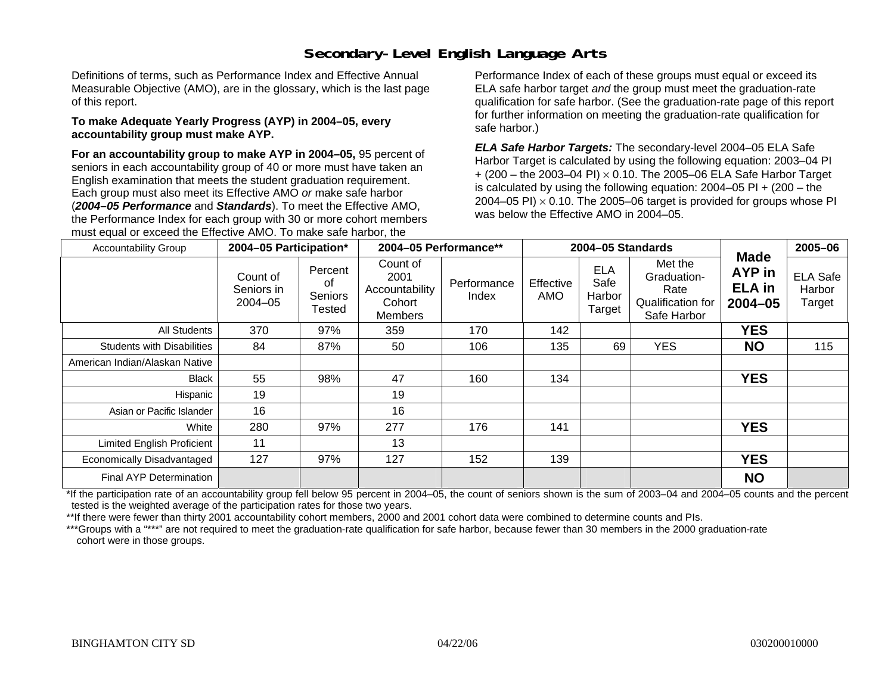# Secondary-Level English Language Arts

Definitions of terms, such as Performance Index and Effective Annual Measurable Objective (AMO), are in the glossary, which is the last page of this report.

**To make Adequate Yearly Progress (AYP) in 2004–05, every accountability group must make AYP.**

**For an accountability group to make AYP in 2004–05,** 95 percent of seniors in each accountability group of 40 or more must have taken an English examination that meets the student graduation requirement. Each group must also meet its Effective AMO *or* make safe harbor (***2004–05 Performance*** and ***Standards***). To meet the Effective AMO, the Performance Index for each group with 30 or more cohort members must equal or exceed the Effective AMO. To make safe harbor, the Performance Index of each of these groups must equal or exceed its ELA safe harbor target *and* the group must meet the graduation-rate qualification for safe harbor. (See the graduation-rate page of this report for further information on meeting the graduation-rate qualification for safe harbor.)

***ELA Safe Harbor Targets:*** The secondary-level 2004–05 ELA Safe Harbor Target is calculated by using the following equation: 2003–04 PI + (200 – the 2003–04 PI) × 0.10. The 2005–06 ELA Safe Harbor Target is calculated by using the following equation: 2004–05 PI + (200 – the 2004–05 PI) × 0.10. The 2005–06 target is provided for groups whose PI was below the Effective AMO in 2004–05.

| Accountability Group | 2004–05 Participation* | | 2004–05 Performance** | | 2004–05 Standards | | | Made AYP in ELA in 2004–05 | 2005–06 |
|---|---|---|---|---|---|---|---|---|---|
| | Count of Seniors in 2004–05 | Percent of Seniors Tested | Count of 2001 Accountability Cohort Members | Performance Index | Effective AMO | ELA Safe Harbor Target | Met the Graduation-Rate Qualification for Safe Harbor | | ELA Safe Harbor Target |
| All Students | 370 | 97% | 359 | 170 | 142 | | | **YES** | |
| Students with Disabilities | 84 | 87% | 50 | 106 | 135 | 69 | YES | **NO** | 115 |
| American Indian/Alaskan Native | | | | | | | | | |
| Black | 55 | 98% | 47 | 160 | 134 | | | **YES** | |
| Hispanic | 19 | | 19 | | | | | | |
| Asian or Pacific Islander | 16 | | 16 | | | | | | |
| White | 280 | 97% | 277 | 176 | 141 | | | **YES** | |
| Limited English Proficient | 11 | | 13 | | | | | | |
| Economically Disadvantaged | 127 | 97% | 127 | 152 | 139 | | | **YES** | |
| Final AYP Determination | | | | | | | | **NO** | |

*If the participation rate of an accountability group fell below 95 percent in 2004–05, the count of seniors shown is the sum of 2003–04 and 2004–05 counts and the percent tested is the weighted average of the participation rates for those two years.

**If there were fewer than thirty 2001 accountability cohort members, 2000 and 2001 cohort data were combined to determine counts and PIs.

***Groups with a "***" are not required to meet the graduation-rate qualification for safe harbor, because fewer than 30 members in the 2000 graduation-rate cohort were in those groups.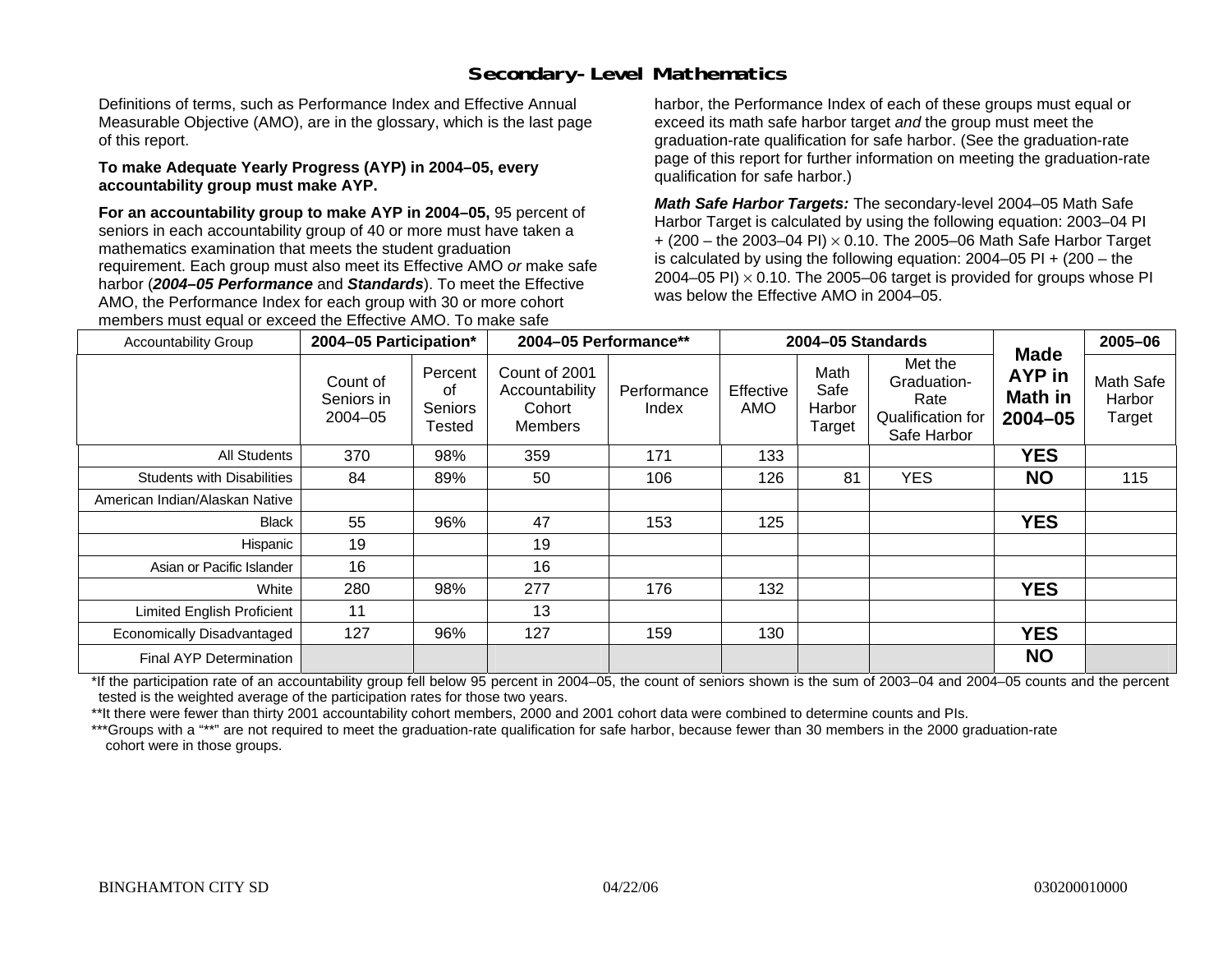## Secondary-Level Mathematics

Definitions of terms, such as Performance Index and Effective Annual Measurable Objective (AMO), are in the glossary, which is the last page of this report.

**To make Adequate Yearly Progress (AYP) in 2004–05, every accountability group must make AYP.**

**For an accountability group to make AYP in 2004–05,** 95 percent of seniors in each accountability group of 40 or more must have taken a mathematics examination that meets the student graduation requirement. Each group must also meet its Effective AMO *or* make safe harbor (***2004–05 Performance*** and ***Standards***). To meet the Effective AMO, the Performance Index for each group with 30 or more cohort members must equal or exceed the Effective AMO. To make safe harbor, the Performance Index of each of these groups must equal or exceed its math safe harbor target *and* the group must meet the graduation-rate qualification for safe harbor. (See the graduation-rate page of this report for further information on meeting the graduation-rate qualification for safe harbor.)

***Math Safe Harbor Targets:*** The secondary-level 2004–05 Math Safe Harbor Target is calculated by using the following equation: 2003–04 PI + (200 – the 2003–04 PI) $\times$ 0.10. The 2005–06 Math Safe Harbor Target is calculated by using the following equation: 2004–05 PI + (200 – the 2004–05 PI) $\times$ 0.10. The 2005–06 target is provided for groups whose PI was below the Effective AMO in 2004–05.

| Accountability Group | 2004–05 Participation* | | 2004–05 Performance** | | 2004–05 Standards | | | Made AYP in Math in 2004–05 | 2005–06 |
|---|---|---|---|---|---|---|---|---|---|
| | Count of Seniors in 2004–05 | Percent of Seniors Tested | Count of 2001 Accountability Cohort Members | Performance Index | Effective AMO | Math Safe Harbor Target | Met the Graduation-Rate Qualification for Safe Harbor | | Math Safe Harbor Target |
| All Students | 370 | 98% | 359 | 171 | 133 | | | **YES** | |
| Students with Disabilities | 84 | 89% | 50 | 106 | 126 | 81 | YES | **NO** | 115 |
| American Indian/Alaskan Native | | | | | | | | | |
| Black | 55 | 96% | 47 | 153 | 125 | | | **YES** | |
| Hispanic | 19 | | 19 | | | | | | |
| Asian or Pacific Islander | 16 | | 16 | | | | | | |
| White | 280 | 98% | 277 | 176 | 132 | | | **YES** | |
| Limited English Proficient | 11 | | 13 | | | | | | |
| Economically Disadvantaged | 127 | 96% | 127 | 159 | 130 | | | **YES** | |
| Final AYP Determination | | | | | | | | **NO** | |

*If the participation rate of an accountability group fell below 95 percent in 2004–05, the count of seniors shown is the sum of 2003–04 and 2004–05 counts and the percent tested is the weighted average of the participation rates for those two years.

**It there were fewer than thirty 2001 accountability cohort members, 2000 and 2001 cohort data were combined to determine counts and PIs.

***Groups with a "**" are not required to meet the graduation-rate qualification for safe harbor, because fewer than 30 members in the 2000 graduation-rate cohort were in those groups.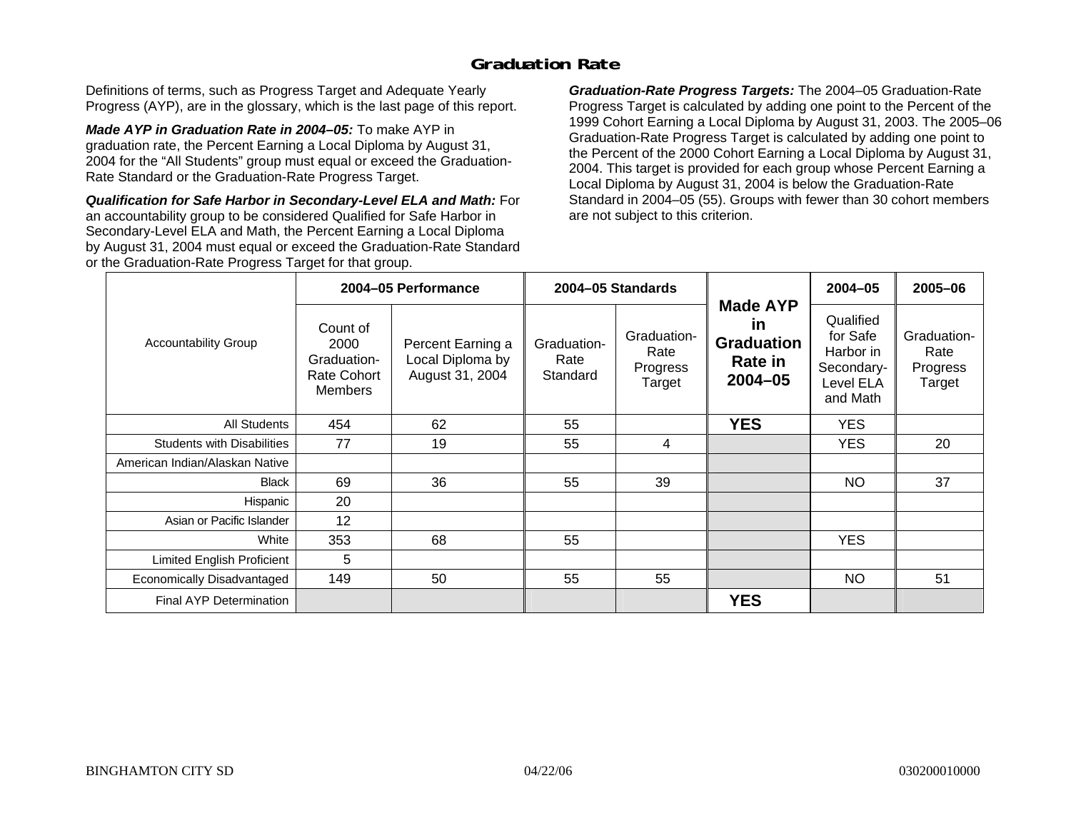## Graduation Rate

Definitions of terms, such as Progress Target and Adequate Yearly Progress (AYP), are in the glossary, which is the last page of this report.

***Made AYP in Graduation Rate in 2004–05:*** To make AYP in graduation rate, the Percent Earning a Local Diploma by August 31, 2004 for the "All Students" group must equal or exceed the Graduation-Rate Standard or the Graduation-Rate Progress Target.

***Qualification for Safe Harbor in Secondary-Level ELA and Math:*** For an accountability group to be considered Qualified for Safe Harbor in Secondary-Level ELA and Math, the Percent Earning a Local Diploma by August 31, 2004 must equal or exceed the Graduation-Rate Standard or the Graduation-Rate Progress Target for that group.

***Graduation-Rate Progress Targets:*** The 2004–05 Graduation-Rate Progress Target is calculated by adding one point to the Percent of the 1999 Cohort Earning a Local Diploma by August 31, 2003. The 2005–06 Graduation-Rate Progress Target is calculated by adding one point to the Percent of the 2000 Cohort Earning a Local Diploma by August 31, 2004. This target is provided for each group whose Percent Earning a Local Diploma by August 31, 2004 is below the Graduation-Rate Standard in 2004–05 (55). Groups with fewer than 30 cohort members are not subject to this criterion.

| Accountability Group | 2004–05 Performance | | 2004–05 Standards | | Made AYP in Graduation Rate in 2004–05 | 2004–05 | 2005–06 |
|---|---|---|---|---|---|---|---|
| | Count of 2000 Graduation-Rate Cohort Members | Percent Earning a Local Diploma by August 31, 2004 | Graduation-Rate Standard | Graduation-Rate Progress Target | | Qualified for Safe Harbor in Secondary-Level ELA and Math | Graduation-Rate Progress Target |
| All Students | 454 | 62 | 55 | | **YES** | YES | |
| Students with Disabilities | 77 | 19 | 55 | 4 | | YES | 20 |
| American Indian/Alaskan Native | | | | | | | |
| Black | 69 | 36 | 55 | 39 | | NO | 37 |
| Hispanic | 20 | | | | | | |
| Asian or Pacific Islander | 12 | | | | | | |
| White | 353 | 68 | 55 | | | YES | |
| Limited English Proficient | 5 | | | | | | |
| Economically Disadvantaged | 149 | 50 | 55 | 55 | | NO | 51 |
| Final AYP Determination | | | | | **YES** | | |

BINGHAMTON CITY SD 04/22/06 030200010000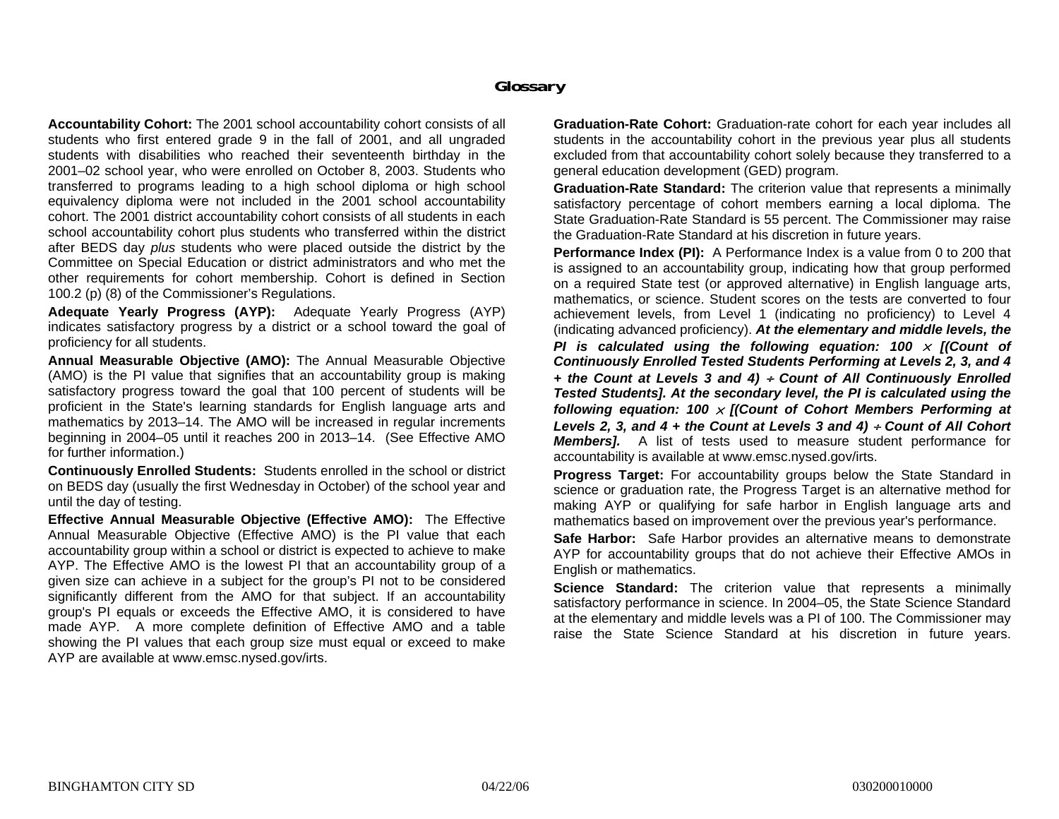# Glossary

**Accountability Cohort:** The 2001 school accountability cohort consists of all students who first entered grade 9 in the fall of 2001, and all ungraded students with disabilities who reached their seventeenth birthday in the 2001–02 school year, who were enrolled on October 8, 2003. Students who transferred to programs leading to a high school diploma or high school equivalency diploma were not included in the 2001 school accountability cohort. The 2001 district accountability cohort consists of all students in each school accountability cohort plus students who transferred within the district after BEDS day *plus* students who were placed outside the district by the Committee on Special Education or district administrators and who met the other requirements for cohort membership. Cohort is defined in Section 100.2 (p) (8) of the Commissioner's Regulations.

**Adequate Yearly Progress (AYP):** Adequate Yearly Progress (AYP) indicates satisfactory progress by a district or a school toward the goal of proficiency for all students.

**Annual Measurable Objective (AMO):** The Annual Measurable Objective (AMO) is the PI value that signifies that an accountability group is making satisfactory progress toward the goal that 100 percent of students will be proficient in the State's learning standards for English language arts and mathematics by 2013–14. The AMO will be increased in regular increments beginning in 2004–05 until it reaches 200 in 2013–14. (See Effective AMO for further information.)

**Continuously Enrolled Students:** Students enrolled in the school or district on BEDS day (usually the first Wednesday in October) of the school year and until the day of testing.

**Effective Annual Measurable Objective (Effective AMO):** The Effective Annual Measurable Objective (Effective AMO) is the PI value that each accountability group within a school or district is expected to achieve to make AYP. The Effective AMO is the lowest PI that an accountability group of a given size can achieve in a subject for the group's PI not to be considered significantly different from the AMO for that subject. If an accountability group's PI equals or exceeds the Effective AMO, it is considered to have made AYP. A more complete definition of Effective AMO and a table showing the PI values that each group size must equal or exceed to make AYP are available at www.emsc.nysed.gov/irts.

**Graduation-Rate Cohort:** Graduation-rate cohort for each year includes all students in the accountability cohort in the previous year plus all students excluded from that accountability cohort solely because they transferred to a general education development (GED) program.

**Graduation-Rate Standard:** The criterion value that represents a minimally satisfactory percentage of cohort members earning a local diploma. The State Graduation-Rate Standard is 55 percent. The Commissioner may raise the Graduation-Rate Standard at his discretion in future years.

**Performance Index (PI):** A Performance Index is a value from 0 to 200 that is assigned to an accountability group, indicating how that group performed on a required State test (or approved alternative) in English language arts, mathematics, or science. Student scores on the tests are converted to four achievement levels, from Level 1 (indicating no proficiency) to Level 4 (indicating advanced proficiency). ***At the elementary and middle levels, the PI is calculated using the following equation: 100 × [(Count of Continuously Enrolled Tested Students Performing at Levels 2, 3, and 4 + the Count at Levels 3 and 4) ÷ Count of All Continuously Enrolled Tested Students]. At the secondary level, the PI is calculated using the following equation: 100 × [(Count of Cohort Members Performing at Levels 2, 3, and 4 + the Count at Levels 3 and 4) ÷ Count of All Cohort Members].*** A list of tests used to measure student performance for accountability is available at www.emsc.nysed.gov/irts.

**Progress Target:** For accountability groups below the State Standard in science or graduation rate, the Progress Target is an alternative method for making AYP or qualifying for safe harbor in English language arts and mathematics based on improvement over the previous year's performance.

**Safe Harbor:** Safe Harbor provides an alternative means to demonstrate AYP for accountability groups that do not achieve their Effective AMOs in English or mathematics.

**Science Standard:** The criterion value that represents a minimally satisfactory performance in science. In 2004–05, the State Science Standard at the elementary and middle levels was a PI of 100. The Commissioner may raise the State Science Standard at his discretion in future years.